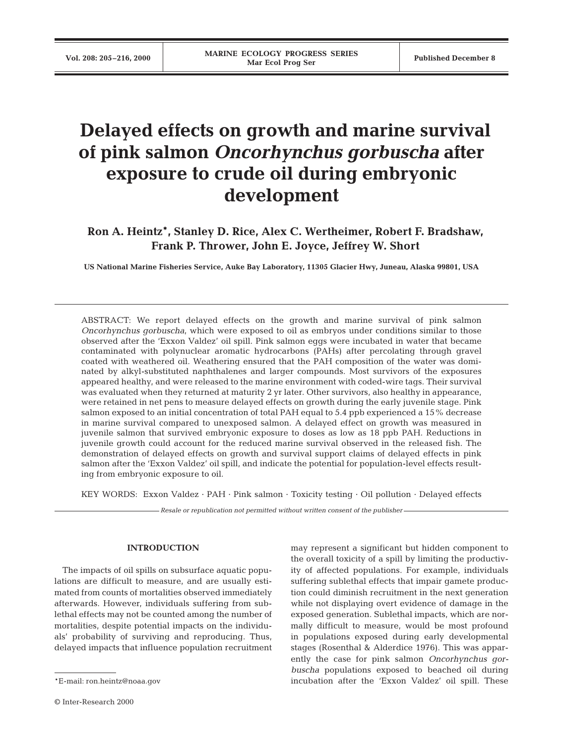# Delayed effects on growth and marine survival of pink salmon *Oncorhynchus gorbuscha* after exposure to crude oil during embryonic development

**Ron A. Heintz\*, Stanley D. Rice, Alex C. Wertheimer, Robert F. Bradshaw, Frank P. Thrower, John E. Joyce, Jeffrey W. Short**

**US National Marine Fisheries Service, Auke Bay Laboratory, 11305 Glacier Hwy, Juneau, Alaska 99801, USA**

ABSTRACT: We report delayed effects on the growth and marine survival of pink salmon *Oncorhynchus gorbuscha*, which were exposed to oil as embryos under conditions similar to those observed after the 'Exxon Valdez' oil spill. Pink salmon eggs were incubated in water that became contaminated with polynuclear aromatic hydrocarbons (PAHs) after percolating through gravel coated with weathered oil. Weathering ensured that the PAH composition of the water was dominated by alkyl-substituted naphthalenes and larger compounds. Most survivors of the exposures appeared healthy, and were released to the marine environment with coded-wire tags. Their survival was evaluated when they returned at maturity 2 yr later. Other survivors, also healthy in appearance, were retained in net pens to measure delayed effects on growth during the early juvenile stage. Pink salmon exposed to an initial concentration of total PAH equal to 5.4 ppb experienced a 15% decrease in marine survival compared to unexposed salmon. A delayed effect on growth was measured in juvenile salmon that survived embryonic exposure to doses as low as 18 ppb PAH. Reductions in juvenile growth could account for the reduced marine survival observed in the released fish. The demonstration of delayed effects on growth and survival support claims of delayed effects in pink salmon after the 'Exxon Valdez' oil spill, and indicate the potential for population-level effects resulting from embryonic exposure to oil.

KEY WORDS: Exxon Valdez · PAH · Pink salmon · Toxicity testing · Oil pollution · Delayed effects

*Resale or republication not permitted without written consent of the publisher*

## INTRODUCTION

The impacts of oil spills on subsurface aquatic populations are difficult to measure, and are usually estimated from counts of mortalities observed immediately afterwards. However, individuals suffering from sublethal effects may not be counted among the number of mortalities, despite potential impacts on the individuals' probability of surviving and reproducing. Thus, delayed impacts that influence population recruitment may represent a significant but hidden component to the overall toxicity of a spill by limiting the productivity of affected populations. For example, individuals suffering sublethal effects that impair gamete production could diminish recruitment in the next generation while not displaying overt evidence of damage in the exposed generation. Sublethal impacts, which are normally difficult to measure, would be most profound in populations exposed during early developmental stages (Rosenthal & Alderdice 1976). This was apparently the case for pink salmon *Oncorhynchus gorbuscha* populations exposed to beached oil during incubation after the 'Exxon Valdez' oil spill. These

\*E-mail: ron.heintz@noaa.gov

© Inter-Research 2000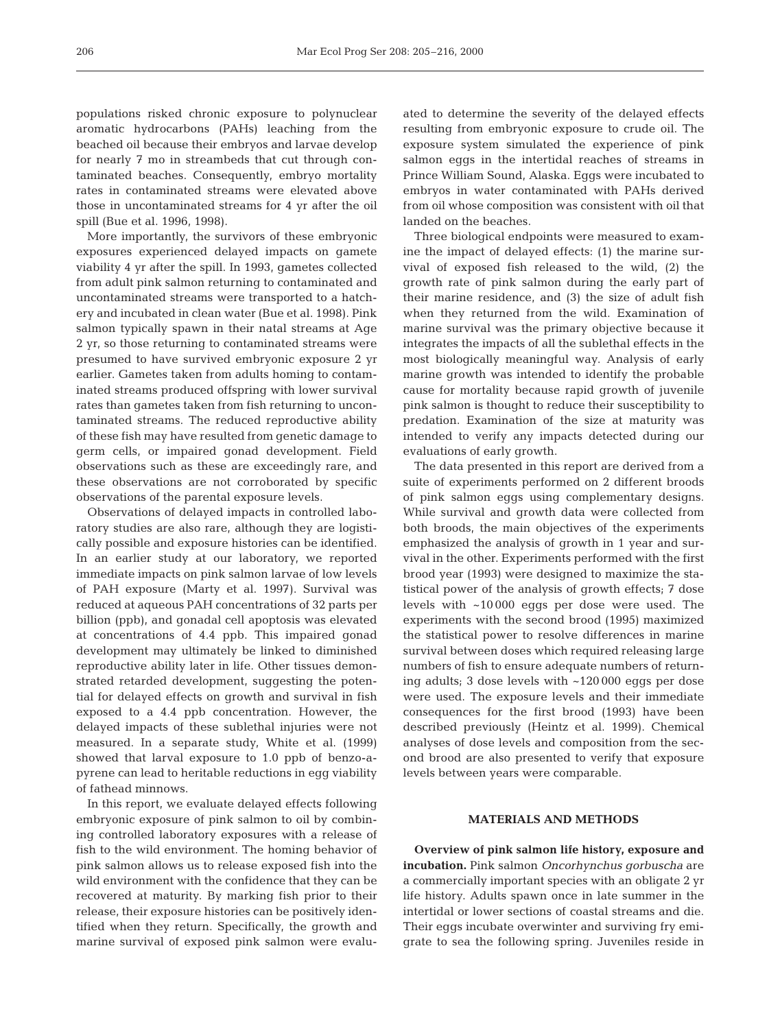populations risked chronic exposure to polynuclear aromatic hydrocarbons (PAHs) leaching from the beached oil because their embryos and larvae develop for nearly 7 mo in streambeds that cut through contaminated beaches. Consequently, embryo mortality rates in contaminated streams were elevated above those in uncontaminated streams for 4 yr after the oil spill (Bue et al. 1996, 1998).

More importantly, the survivors of these embryonic exposures experienced delayed impacts on gamete viability 4 yr after the spill. In 1993, gametes collected from adult pink salmon returning to contaminated and uncontaminated streams were transported to a hatchery and incubated in clean water (Bue et al. 1998). Pink salmon typically spawn in their natal streams at Age 2 yr, so those returning to contaminated streams were presumed to have survived embryonic exposure 2 yr earlier. Gametes taken from adults homing to contaminated streams produced offspring with lower survival rates than gametes taken from fish returning to uncontaminated streams. The reduced reproductive ability of these fish may have resulted from genetic damage to germ cells, or impaired gonad development. Field observations such as these are exceedingly rare, and these observations are not corroborated by specific observations of the parental exposure levels.

Observations of delayed impacts in controlled laboratory studies are also rare, although they are logistically possible and exposure histories can be identified. In an earlier study at our laboratory, we reported immediate impacts on pink salmon larvae of low levels of PAH exposure (Marty et al. 1997). Survival was reduced at aqueous PAH concentrations of 32 parts per billion (ppb), and gonadal cell apoptosis was elevated at concentrations of 4.4 ppb. This impaired gonad development may ultimately be linked to diminished reproductive ability later in life. Other tissues demonstrated retarded development, suggesting the potential for delayed effects on growth and survival in fish exposed to a 4.4 ppb concentration. However, the delayed impacts of these sublethal injuries were not measured. In a separate study, White et al. (1999) showed that larval exposure to 1.0 ppb of benzo-a-pyrene can lead to heritable reductions in egg viability of fathead minnows.

In this report, we evaluate delayed effects following embryonic exposure of pink salmon to oil by combining controlled laboratory exposures with a release of fish to the wild environment. The homing behavior of pink salmon allows us to release exposed fish into the wild environment with the confidence that they can be recovered at maturity. By marking fish prior to their release, their exposure histories can be positively identified when they return. Specifically, the growth and marine survival of exposed pink salmon were evaluated to determine the severity of the delayed effects resulting from embryonic exposure to crude oil. The exposure system simulated the experience of pink salmon eggs in the intertidal reaches of streams in Prince William Sound, Alaska. Eggs were incubated to embryos in water contaminated with PAHs derived from oil whose composition was consistent with oil that landed on the beaches.

Three biological endpoints were measured to examine the impact of delayed effects: (1) the marine survival of exposed fish released to the wild, (2) the growth rate of pink salmon during the early part of their marine residence, and (3) the size of adult fish when they returned from the wild. Examination of marine survival was the primary objective because it integrates the impacts of all the sublethal effects in the most biologically meaningful way. Analysis of early marine growth was intended to identify the probable cause for mortality because rapid growth of juvenile pink salmon is thought to reduce their susceptibility to predation. Examination of the size at maturity was intended to verify any impacts detected during our evaluations of early growth.

The data presented in this report are derived from a suite of experiments performed on 2 different broods of pink salmon eggs using complementary designs. While survival and growth data were collected from both broods, the main objectives of the experiments emphasized the analysis of growth in 1 year and survival in the other. Experiments performed with the first brood year (1993) were designed to maximize the statistical power of the analysis of growth effects; 7 dose levels with ~10 000 eggs per dose were used. The experiments with the second brood (1995) maximized the statistical power to resolve differences in marine survival between doses which required releasing large numbers of fish to ensure adequate numbers of returning adults; 3 dose levels with ~120 000 eggs per dose were used. The exposure levels and their immediate consequences for the first brood (1993) have been described previously (Heintz et al. 1999). Chemical analyses of dose levels and composition from the second brood are also presented to verify that exposure levels between years were comparable.

## MATERIALS AND METHODS

**Overview of pink salmon life history, exposure and incubation.** Pink salmon *Oncorhynchus gorbuscha* are a commercially important species with an obligate 2 yr life history. Adults spawn once in late summer in the intertidal or lower sections of coastal streams and die. Their eggs incubate overwinter and surviving fry emigrate to sea the following spring. Juveniles reside in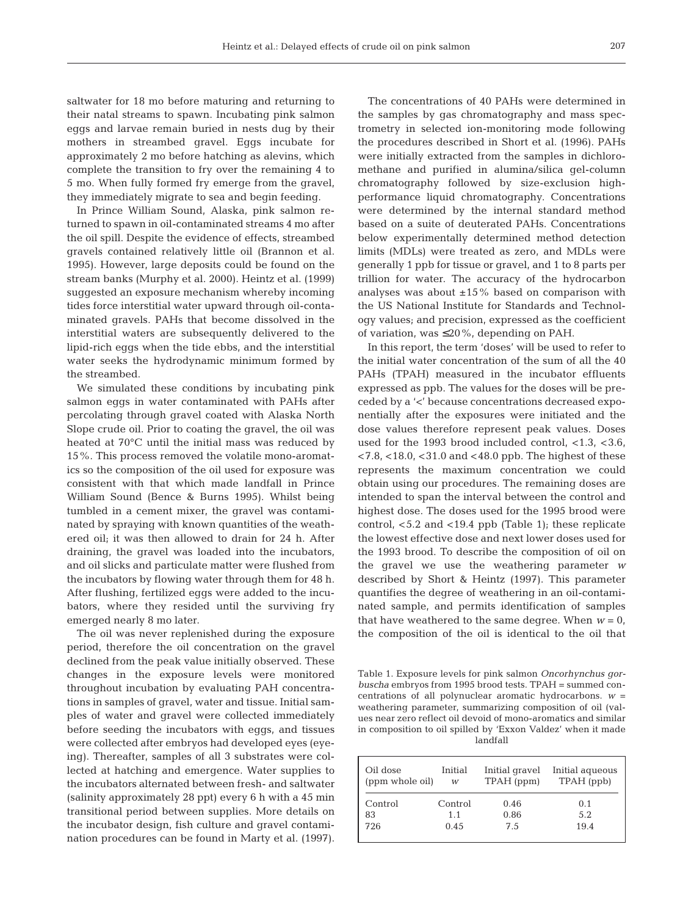saltwater for 18 mo before maturing and returning to their natal streams to spawn. Incubating pink salmon eggs and larvae remain buried in nests dug by their mothers in streambed gravel. Eggs incubate for approximately 2 mo before hatching as alevins, which complete the transition to fry over the remaining 4 to 5 mo. When fully formed fry emerge from the gravel, they immediately migrate to sea and begin feeding.

In Prince William Sound, Alaska, pink salmon returned to spawn in oil-contaminated streams 4 mo after the oil spill. Despite the evidence of effects, streambed gravels contained relatively little oil (Brannon et al. 1995). However, large deposits could be found on the stream banks (Murphy et al. 2000). Heintz et al. (1999) suggested an exposure mechanism whereby incoming tides force interstitial water upward through oil-contaminated gravels. PAHs that become dissolved in the interstitial waters are subsequently delivered to the lipid-rich eggs when the tide ebbs, and the interstitial water seeks the hydrodynamic minimum formed by the streambed.

We simulated these conditions by incubating pink salmon eggs in water contaminated with PAHs after percolating through gravel coated with Alaska North Slope crude oil. Prior to coating the gravel, the oil was heated at 70°C until the initial mass was reduced by 15%. This process removed the volatile mono-aromatics so the composition of the oil used for exposure was consistent with that which made landfall in Prince William Sound (Bence & Burns 1995). Whilst being tumbled in a cement mixer, the gravel was contaminated by spraying with known quantities of the weathered oil; it was then allowed to drain for 24 h. After draining, the gravel was loaded into the incubators, and oil slicks and particulate matter were flushed from the incubators by flowing water through them for 48 h. After flushing, fertilized eggs were added to the incubators, where they resided until the surviving fry emerged nearly 8 mo later.

The oil was never replenished during the exposure period, therefore the oil concentration on the gravel declined from the peak value initially observed. These changes in the exposure levels were monitored throughout incubation by evaluating PAH concentrations in samples of gravel, water and tissue. Initial samples of water and gravel were collected immediately before seeding the incubators with eggs, and tissues were collected after embryos had developed eyes (eyeing). Thereafter, samples of all 3 substrates were collected at hatching and emergence. Water supplies to the incubators alternated between fresh- and saltwater (salinity approximately 28 ppt) every 6 h with a 45 min transitional period between supplies. More details on the incubator design, fish culture and gravel contamination procedures can be found in Marty et al. (1997).

The concentrations of 40 PAHs were determined in the samples by gas chromatography and mass spectrometry in selected ion-monitoring mode following the procedures described in Short et al. (1996). PAHs were initially extracted from the samples in dichloromethane and purified in alumina/silica gel-column chromatography followed by size-exclusion high-performance liquid chromatography. Concentrations were determined by the internal standard method based on a suite of deuterated PAHs. Concentrations below experimentally determined method detection limits (MDLs) were treated as zero, and MDLs were generally 1 ppb for tissue or gravel, and 1 to 8 parts per trillion for water. The accuracy of the hydrocarbon analyses was about ±15% based on comparison with the US National Institute for Standards and Technology values; and precision, expressed as the coefficient of variation, was ≤20%, depending on PAH.

In this report, the term 'doses' will be used to refer to the initial water concentration of the sum of all the 40 PAHs (TPAH) measured in the incubator effluents expressed as ppb. The values for the doses will be preceded by a '<' because concentrations decreased exponentially after the exposures were initiated and the dose values therefore represent peak values. Doses used for the 1993 brood included control, <1.3, <3.6, <7.8, <18.0, <31.0 and <48.0 ppb. The highest of these represents the maximum concentration we could obtain using our procedures. The remaining doses are intended to span the interval between the control and highest dose. The doses used for the 1995 brood were control, <5.2 and <19.4 ppb (Table 1); these replicate the lowest effective dose and next lower doses used for the 1993 brood. To describe the composition of oil on the gravel we use the weathering parameter $w$ described by Short & Heintz (1997). This parameter quantifies the degree of weathering in an oil-contaminated sample, and permits identification of samples that have weathered to the same degree. When $w = 0$, the composition of the oil is identical to the oil that

Table 1. Exposure levels for pink salmon *Oncorhynchus gorbuscha* embryos from 1995 brood tests. TPAH = summed concentrations of all polynuclear aromatic hydrocarbons. $w$ = weathering parameter, summarizing composition of oil (values near zero reflect oil devoid of mono-aromatics and similar in composition to oil spilled by 'Exxon Valdez' when it made landfall

| Oil dose (ppm whole oil) | Initial $w$ | Initial gravel TPAH (ppm) | Initial aqueous TPAH (ppb) |
|---|---|---|---|
| Control | Control | 0.46 | 0.1 |
| 83 | 1.1 | 0.86 | 5.2 |
| 726 | 0.45 | 7.5 | 19.4 |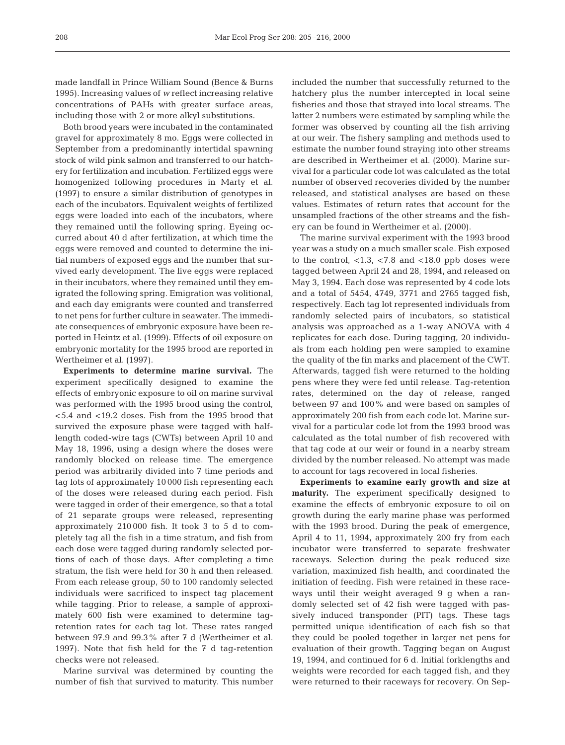made landfall in Prince William Sound (Bence & Burns 1995). Increasing values of $w$ reflect increasing relative concentrations of PAHs with greater surface areas, including those with 2 or more alkyl substitutions.

Both brood years were incubated in the contaminated gravel for approximately 8 mo. Eggs were collected in September from a predominantly intertidal spawning stock of wild pink salmon and transferred to our hatchery for fertilization and incubation. Fertilized eggs were homogenized following procedures in Marty et al. (1997) to ensure a similar distribution of genotypes in each of the incubators. Equivalent weights of fertilized eggs were loaded into each of the incubators, where they remained until the following spring. Eyeing occurred about 40 d after fertilization, at which time the eggs were removed and counted to determine the initial numbers of exposed eggs and the number that survived early development. The live eggs were replaced in their incubators, where they remained until they emigrated the following spring. Emigration was volitional, and each day emigrants were counted and transferred to net pens for further culture in seawater. The immediate consequences of embryonic exposure have been reported in Heintz et al. (1999). Effects of oil exposure on embryonic mortality for the 1995 brood are reported in Wertheimer et al. (1997).

**Experiments to determine marine survival.** The experiment specifically designed to examine the effects of embryonic exposure to oil on marine survival was performed with the 1995 brood using the control, <5.4 and <19.2 doses. Fish from the 1995 brood that survived the exposure phase were tagged with half-length coded-wire tags (CWTs) between April 10 and May 18, 1996, using a design where the doses were randomly blocked on release time. The emergence period was arbitrarily divided into 7 time periods and tag lots of approximately 10 000 fish representing each of the doses were released during each period. Fish were tagged in order of their emergence, so that a total of 21 separate groups were released, representing approximately 210 000 fish. It took 3 to 5 d to completely tag all the fish in a time stratum, and fish from each dose were tagged during randomly selected portions of each of those days. After completing a time stratum, the fish were held for 30 h and then released. From each release group, 50 to 100 randomly selected individuals were sacrificed to inspect tag placement while tagging. Prior to release, a sample of approximately 600 fish were examined to determine tag-retention rates for each tag lot. These rates ranged between 97.9 and 99.3% after 7 d (Wertheimer et al. 1997). Note that fish held for the 7 d tag-retention checks were not released.

Marine survival was determined by counting the number of fish that survived to maturity. This number included the number that successfully returned to the hatchery plus the number intercepted in local seine fisheries and those that strayed into local streams. The latter 2 numbers were estimated by sampling while the former was observed by counting all the fish arriving at our weir. The fishery sampling and methods used to estimate the number found straying into other streams are described in Wertheimer et al. (2000). Marine survival for a particular code lot was calculated as the total number of observed recoveries divided by the number released, and statistical analyses are based on these values. Estimates of return rates that account for the unsampled fractions of the other streams and the fishery can be found in Wertheimer et al. (2000).

The marine survival experiment with the 1993 brood year was a study on a much smaller scale. Fish exposed to the control, <1.3, <7.8 and <18.0 ppb doses were tagged between April 24 and 28, 1994, and released on May 3, 1994. Each dose was represented by 4 code lots and a total of 5454, 4749, 3771 and 2765 tagged fish, respectively. Each tag lot represented individuals from randomly selected pairs of incubators, so statistical analysis was approached as a 1-way ANOVA with 4 replicates for each dose. During tagging, 20 individuals from each holding pen were sampled to examine the quality of the fin marks and placement of the CWT. Afterwards, tagged fish were returned to the holding pens where they were fed until release. Tag-retention rates, determined on the day of release, ranged between 97 and 100% and were based on samples of approximately 200 fish from each code lot. Marine survival for a particular code lot from the 1993 brood was calculated as the total number of fish recovered with that tag code at our weir or found in a nearby stream divided by the number released. No attempt was made to account for tags recovered in local fisheries.

**Experiments to examine early growth and size at maturity.** The experiment specifically designed to examine the effects of embryonic exposure to oil on growth during the early marine phase was performed with the 1993 brood. During the peak of emergence, April 4 to 11, 1994, approximately 200 fry from each incubator were transferred to separate freshwater raceways. Selection during the peak reduced size variation, maximized fish health, and coordinated the initiation of feeding. Fish were retained in these raceways until their weight averaged 9 g when a randomly selected set of 42 fish were tagged with passively induced transponder (PIT) tags. These tags permitted unique identification of each fish so that they could be pooled together in larger net pens for evaluation of their growth. Tagging began on August 19, 1994, and continued for 6 d. Initial forklengths and weights were recorded for each tagged fish, and they were returned to their raceways for recovery. On Sep-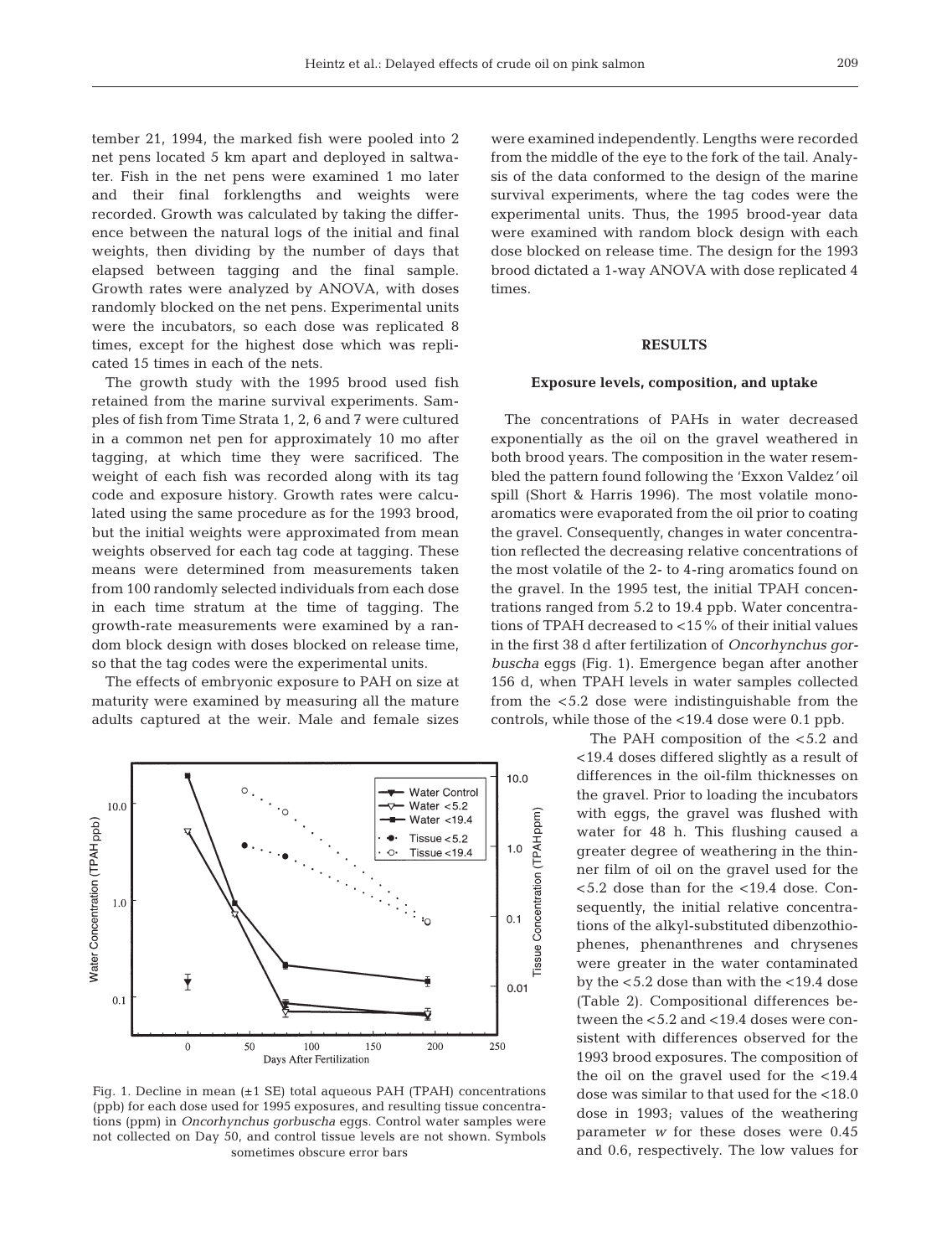tember 21, 1994, the marked fish were pooled into 2 net pens located 5 km apart and deployed in saltwater. Fish in the net pens were examined 1 mo later and their final forklengths and weights were recorded. Growth was calculated by taking the difference between the natural logs of the initial and final weights, then dividing by the number of days that elapsed between tagging and the final sample. Growth rates were analyzed by ANOVA, with doses randomly blocked on the net pens. Experimental units were the incubators, so each dose was replicated 8 times, except for the highest dose which was replicated 15 times in each of the nets.

The growth study with the 1995 brood used fish retained from the marine survival experiments. Samples of fish from Time Strata 1, 2, 6 and 7 were cultured in a common net pen for approximately 10 mo after tagging, at which time they were sacrificed. The weight of each fish was recorded along with its tag code and exposure history. Growth rates were calculated using the same procedure as for the 1993 brood, but the initial weights were approximated from mean weights observed for each tag code at tagging. These means were determined from measurements taken from 100 randomly selected individuals from each dose in each time stratum at the time of tagging. The growth-rate measurements were examined by a random block design with doses blocked on release time, so that the tag codes were the experimental units.

The effects of embryonic exposure to PAH on size at maturity were examined by measuring all the mature adults captured at the weir. Male and female sizes were examined independently. Lengths were recorded from the middle of the eye to the fork of the tail. Analysis of the data conformed to the design of the marine survival experiments, where the tag codes were the experimental units. Thus, the 1995 brood-year data were examined with random block design with each dose blocked on release time. The design for the 1993 brood dictated a 1-way ANOVA with dose replicated 4 times.

## RESULTS

### Exposure levels, composition, and uptake

The concentrations of PAHs in water decreased exponentially as the oil on the gravel weathered in both brood years. The composition in the water resembled the pattern found following the '*Exxon Valdez*' oil spill (Short & Harris 1996). The most volatile monoaromatics were evaporated from the oil prior to coating the gravel. Consequently, changes in water concentration reflected the decreasing relative concentrations of the most volatile of the 2- to 4-ring aromatics found on the gravel. In the 1995 test, the initial TPAH concentrations ranged from 5.2 to 19.4 ppb. Water concentrations of TPAH decreased to <15% of their initial values in the first 38 d after fertilization of *Oncorhynchus gorbuscha* eggs (Fig. 1). Emergence began after another 156 d, when TPAH levels in water samples collected from the <5.2 dose were indistinguishable from the controls, while those of the <19.4 dose were 0.1 ppb.

Fig. 1. Decline in mean (±1 SE) total aqueous PAH (TPAH) concentrations (ppb) for each dose used for 1995 exposures, and resulting tissue concentrations (ppm) in *Oncorhynchus gorbuscha* eggs. Control water samples were not collected on Day 50, and control tissue levels are not shown. Symbols sometimes obscure error bars

The PAH composition of the <5.2 and <19.4 doses differed slightly as a result of differences in the oil-film thicknesses on the gravel. Prior to loading the incubators with eggs, the gravel was flushed with water for 48 h. This flushing caused a greater degree of weathering in the thinner film of oil on the gravel used for the <5.2 dose than for the <19.4 dose. Consequently, the initial relative concentrations of the alkyl-substituted dibenzothiophenes, phenanthrenes and chrysenes were greater in the water contaminated by the <5.2 dose than with the <19.4 dose (Table 2). Compositional differences between the <5.2 and <19.4 doses were consistent with differences observed for the 1993 brood exposures. The composition of the oil on the gravel used for the <19.4 dose was similar to that used for the <18.0 dose in 1993; values of the weathering parameter $w$ for these doses were 0.45 and 0.6, respectively. The low values for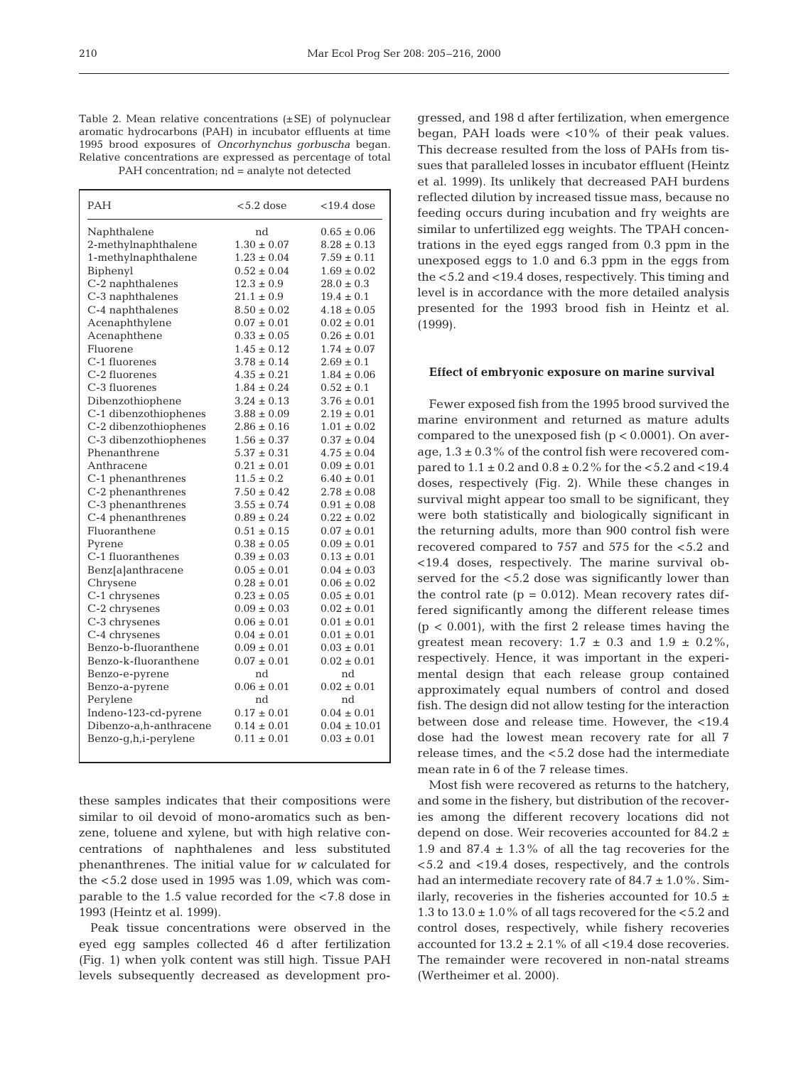Table 2. Mean relative concentrations (±SE) of polynuclear aromatic hydrocarbons (PAH) in incubator effluents at time 1995 brood exposures of *Oncorhynchus gorbuscha* began. Relative concentrations are expressed as percentage of total PAH concentration; nd = analyte not detected

| PAH | <5.2 dose | <19.4 dose |
|---|---|---|
| Naphthalene | nd | 0.65 ± 0.06 |
| 2-methylnaphthalene | 1.30 ± 0.07 | 8.28 ± 0.13 |
| 1-methylnaphthalene | 1.23 ± 0.04 | 7.59 ± 0.11 |
| Biphenyl | 0.52 ± 0.04 | 1.69 ± 0.02 |
| C-2 naphthalenes | 12.3 ± 0.9 | 28.0 ± 0.3 |
| C-3 naphthalenes | 21.1 ± 0.9 | 19.4 ± 0.1 |
| C-4 naphthalenes | 8.50 ± 0.02 | 4.18 ± 0.05 |
| Acenaphthylene | 0.07 ± 0.01 | 0.02 ± 0.01 |
| Acenaphthene | 0.33 ± 0.05 | 0.26 ± 0.01 |
| Fluorene | 1.45 ± 0.12 | 1.74 ± 0.07 |
| C-1 fluorenes | 3.78 ± 0.14 | 2.69 ± 0.1 |
| C-2 fluorenes | 4.35 ± 0.21 | 1.84 ± 0.06 |
| C-3 fluorenes | 1.84 ± 0.24 | 0.52 ± 0.1 |
| Dibenzothiophene | 3.24 ± 0.13 | 3.76 ± 0.01 |
| C-1 dibenzothiophenes | 3.88 ± 0.09 | 2.19 ± 0.01 |
| C-2 dibenzothiophenes | 2.86 ± 0.16 | 1.01 ± 0.02 |
| C-3 dibenzothiophenes | 1.56 ± 0.37 | 0.37 ± 0.04 |
| Phenanthrene | 5.37 ± 0.31 | 4.75 ± 0.04 |
| Anthracene | 0.21 ± 0.01 | 0.09 ± 0.01 |
| C-1 phenanthrenes | 11.5 ± 0.2 | 6.40 ± 0.01 |
| C-2 phenanthrenes | 7.50 ± 0.42 | 2.78 ± 0.08 |
| C-3 phenanthrenes | 3.55 ± 0.74 | 0.91 ± 0.08 |
| C-4 phenanthrenes | 0.89 ± 0.24 | 0.22 ± 0.02 |
| Fluoranthene | 0.51 ± 0.15 | 0.07 ± 0.01 |
| Pyrene | 0.38 ± 0.05 | 0.09 ± 0.01 |
| C-1 fluoranthenes | 0.39 ± 0.03 | 0.13 ± 0.01 |
| Benz[a]anthracene | 0.05 ± 0.01 | 0.04 ± 0.03 |
| Chrysene | 0.28 ± 0.01 | 0.06 ± 0.02 |
| C-1 chrysenes | 0.23 ± 0.05 | 0.05 ± 0.01 |
| C-2 chrysenes | 0.09 ± 0.03 | 0.02 ± 0.01 |
| C-3 chrysenes | 0.06 ± 0.01 | 0.01 ± 0.01 |
| C-4 chrysenes | 0.04 ± 0.01 | 0.01 ± 0.01 |
| Benzo-b-fluoranthene | 0.09 ± 0.01 | 0.03 ± 0.01 |
| Benzo-k-fluoranthene | 0.07 ± 0.01 | 0.02 ± 0.01 |
| Benzo-e-pyrene | nd | nd |
| Benzo-a-pyrene | 0.06 ± 0.01 | 0.02 ± 0.01 |
| Perylene | nd | nd |
| Indeno-123-cd-pyrene | 0.17 ± 0.01 | 0.04 ± 0.01 |
| Dibenzo-a,h-anthracene | 0.14 ± 0.01 | 0.04 ± 10.01 |
| Benzo-g,h,i-perylene | 0.11 ± 0.01 | 0.03 ± 0.01 |

these samples indicates that their compositions were similar to oil devoid of mono-aromatics such as benzene, toluene and xylene, but with high relative concentrations of naphthalenes and less substituted phenanthrenes. The initial value for *w* calculated for the <5.2 dose used in 1995 was 1.09, which was comparable to the 1.5 value recorded for the <7.8 dose in 1993 (Heintz et al. 1999).

Peak tissue concentrations were observed in the eyed egg samples collected 46 d after fertilization (Fig. 1) when yolk content was still high. Tissue PAH levels subsequently decreased as development progressed, and 198 d after fertilization, when emergence began, PAH loads were <10% of their peak values. This decrease resulted from the loss of PAHs from tissues that paralleled losses in incubator effluent (Heintz et al. 1999). Its unlikely that decreased PAH burdens reflected dilution by increased tissue mass, because no feeding occurs during incubation and fry weights are similar to unfertilized egg weights. The TPAH concentrations in the eyed eggs ranged from 0.3 ppm in the unexposed eggs to 1.0 and 6.3 ppm in the eggs from the <5.2 and <19.4 doses, respectively. This timing and level is in accordance with the more detailed analysis presented for the 1993 brood fish in Heintz et al. (1999).

### Effect of embryonic exposure on marine survival

Fewer exposed fish from the 1995 brood survived the marine environment and returned as mature adults compared to the unexposed fish ($p < 0.0001$). On average, 1.3 ± 0.3% of the control fish were recovered compared to 1.1 ± 0.2 and 0.8 ± 0.2% for the <5.2 and <19.4 doses, respectively (Fig. 2). While these changes in survival might appear too small to be significant, they were both statistically and biologically significant in the returning adults, more than 900 control fish were recovered compared to 757 and 575 for the <5.2 and <19.4 doses, respectively. The marine survival observed for the <5.2 dose was significantly lower than the control rate ($p = 0.012$). Mean recovery rates differed significantly among the different release times ($p < 0.001$), with the first 2 release times having the greatest mean recovery: 1.7 ± 0.3 and 1.9 ± 0.2%, respectively. Hence, it was important in the experimental design that each release group contained approximately equal numbers of control and dosed fish. The design did not allow testing for the interaction between dose and release time. However, the <19.4 dose had the lowest mean recovery rate for all 7 release times, and the <5.2 dose had the intermediate mean rate in 6 of the 7 release times.

Most fish were recovered as returns to the hatchery, and some in the fishery, but distribution of the recoveries among the different recovery locations did not depend on dose. Weir recoveries accounted for 84.2 ± 1.9 and 87.4 ± 1.3% of all the tag recoveries for the <5.2 and <19.4 doses, respectively, and the controls had an intermediate recovery rate of 84.7 ± 1.0%. Similarly, recoveries in the fisheries accounted for 10.5 ± 1.3 to 13.0 ± 1.0% of all tags recovered for the <5.2 and control doses, respectively, while fishery recoveries accounted for 13.2 ± 2.1% of all <19.4 dose recoveries. The remainder were recovered in non-natal streams (Wertheimer et al. 2000).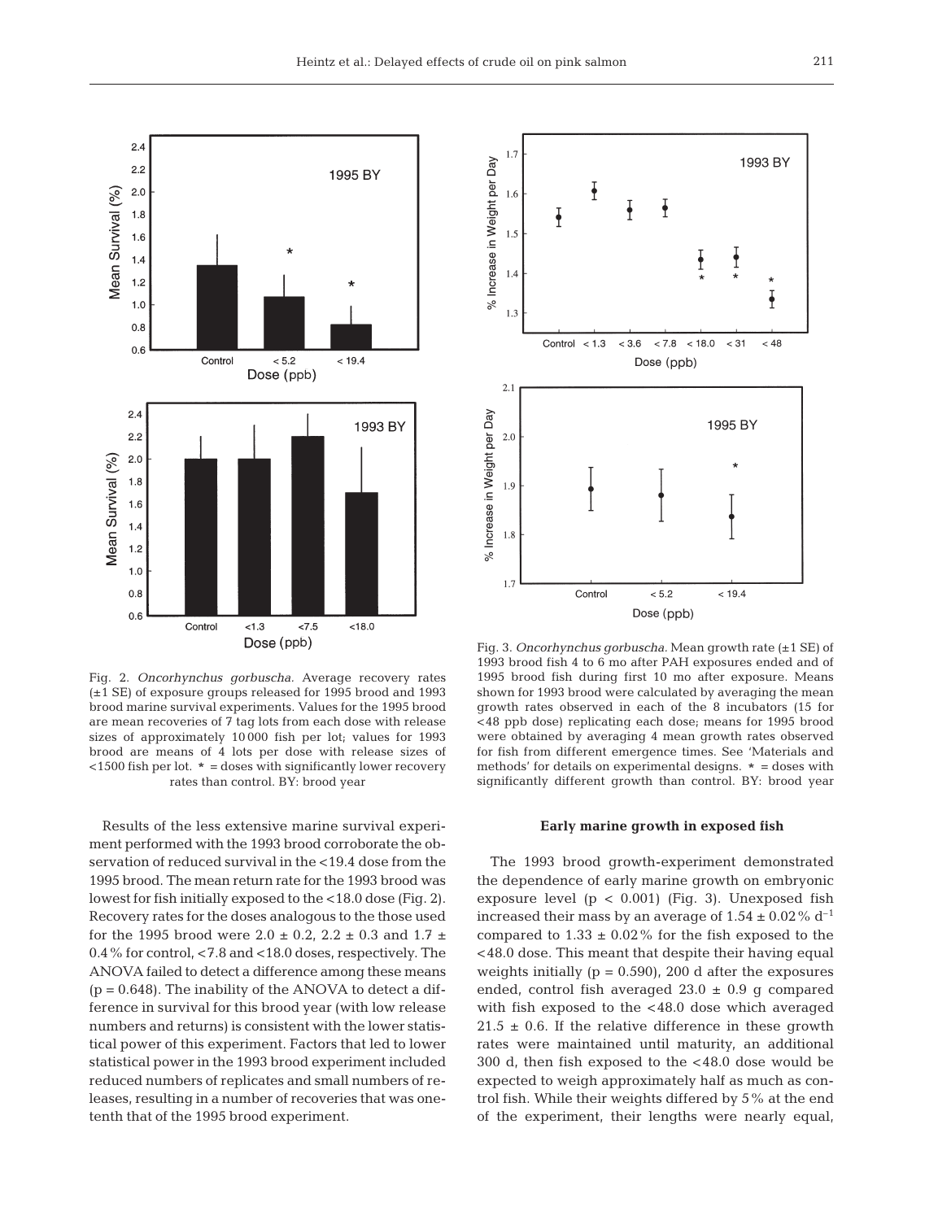Fig. 2. *Oncorhynchus gorbuscha.* Average recovery rates (±1 SE) of exposure groups released for 1995 brood and 1993 brood marine survival experiments. Values for the 1995 brood are mean recoveries of 7 tag lots from each dose with release sizes of approximately 10 000 fish per lot; values for 1993 brood are means of 4 lots per dose with release sizes of <1500 fish per lot. * = doses with significantly lower recovery rates than control. BY: brood year

Fig. 3. *Oncorhynchus gorbuscha.* Mean growth rate (±1 SE) of 1993 brood fish 4 to 6 mo after PAH exposures ended and of 1995 brood fish during first 10 mo after exposure. Means shown for 1993 brood were calculated by averaging the mean growth rates observed in each of the 8 incubators (15 for <48 ppb dose) replicating each dose; means for 1995 brood were obtained by averaging 4 mean growth rates observed for fish from different emergence times. See 'Materials and methods' for details on experimental designs. * = doses with significantly different growth than control. BY: brood year

Results of the less extensive marine survival experiment performed with the 1993 brood corroborate the observation of reduced survival in the <19.4 dose from the 1995 brood. The mean return rate for the 1993 brood was lowest for fish initially exposed to the <18.0 dose (Fig. 2). Recovery rates for the doses analogous to the those used for the 1995 brood were 2.0 ± 0.2, 2.2 ± 0.3 and 1.7 ± 0.4% for control, <7.8 and <18.0 doses, respectively. The ANOVA failed to detect a difference among these means ($p = 0.648$). The inability of the ANOVA to detect a difference in survival for this brood year (with low release numbers and returns) is consistent with the lower statistical power of this experiment. Factors that led to lower statistical power in the 1993 brood experiment included reduced numbers of replicates and small numbers of releases, resulting in a number of recoveries that was one-tenth that of the 1995 brood experiment.

### Early marine growth in exposed fish

The 1993 brood growth-experiment demonstrated the dependence of early marine growth on embryonic exposure level ($p < 0.001$) (Fig. 3). Unexposed fish increased their mass by an average of $1.54 \pm 0.02\%$ $d^{-1}$ compared to $1.33 \pm 0.02\%$ for the fish exposed to the <48.0 dose. This meant that despite their having equal weights initially ($p = 0.590$), 200 d after the exposures ended, control fish averaged 23.0 ± 0.9 g compared with fish exposed to the <48.0 dose which averaged 21.5 ± 0.6. If the relative difference in these growth rates were maintained until maturity, an additional 300 d, then fish exposed to the <48.0 dose would be expected to weigh approximately half as much as control fish. While their weights differed by 5% at the end of the experiment, their lengths were nearly equal,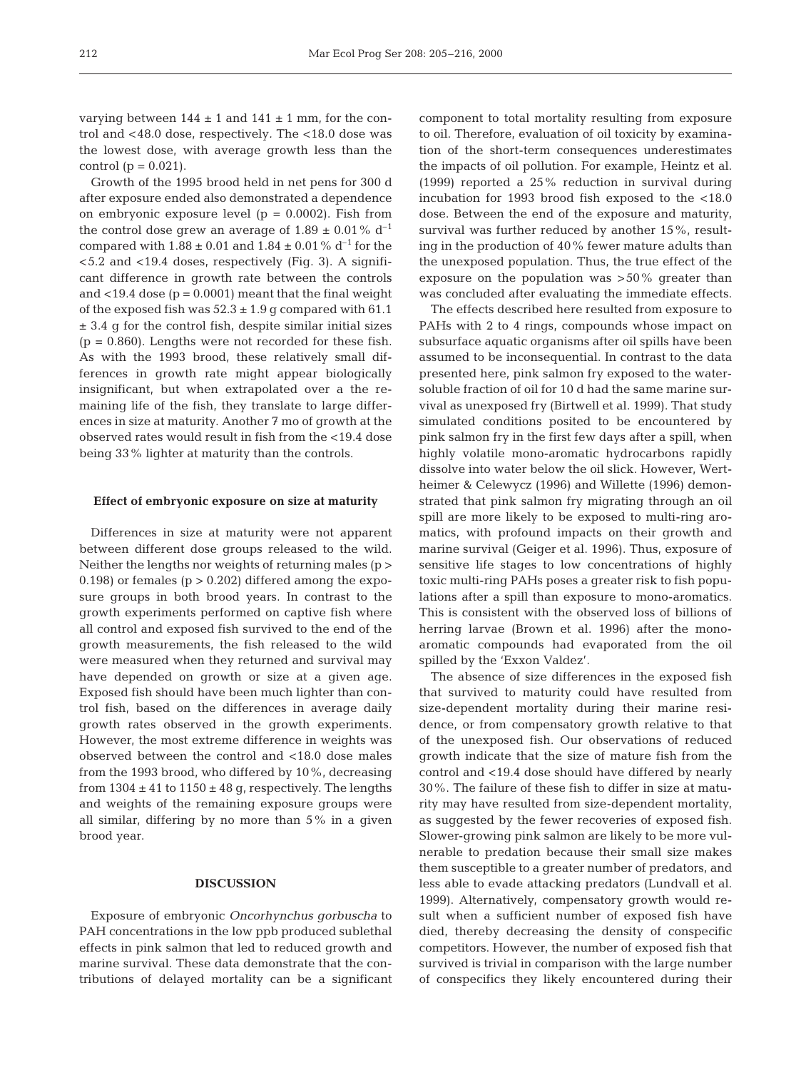varying between $144 \pm 1$ and $141 \pm 1$ mm, for the control and <48.0 dose, respectively. The <18.0 dose was the lowest dose, with average growth less than the control ($p = 0.021$).

Growth of the 1995 brood held in net pens for 300 d after exposure ended also demonstrated a dependence on embryonic exposure level ($p = 0.0002$). Fish from the control dose grew an average of $1.89 \pm 0.01\%$ $d^{-1}$ compared with $1.88 \pm 0.01$ and $1.84 \pm 0.01\%$ $d^{-1}$ for the <5.2 and <19.4 doses, respectively (Fig. 3). A significant difference in growth rate between the controls and <19.4 dose ($p = 0.0001$) meant that the final weight of the exposed fish was $52.3 \pm 1.9$ g compared with $61.1 \pm 3.4$ g for the control fish, despite similar initial sizes ($p = 0.860$). Lengths were not recorded for these fish. As with the 1993 brood, these relatively small differences in growth rate might appear biologically insignificant, but when extrapolated over a the remaining life of the fish, they translate to large differences in size at maturity. Another 7 mo of growth at the observed rates would result in fish from the <19.4 dose being 33% lighter at maturity than the controls.

### Effect of embryonic exposure on size at maturity

Differences in size at maturity were not apparent between different dose groups released to the wild. Neither the lengths nor weights of returning males ($p > 0.198$) or females ($p > 0.202$) differed among the exposure groups in both brood years. In contrast to the growth experiments performed on captive fish where all control and exposed fish survived to the end of the growth measurements, the fish released to the wild were measured when they returned and survival may have depended on growth or size at a given age. Exposed fish should have been much lighter than control fish, based on the differences in average daily growth rates observed in the growth experiments. However, the most extreme difference in weights was observed between the control and <18.0 dose males from the 1993 brood, who differed by 10%, decreasing from $1304 \pm 41$ to $1150 \pm 48$ g, respectively. The lengths and weights of the remaining exposure groups were all similar, differing by no more than 5% in a given brood year.

## DISCUSSION

Exposure of embryonic *Oncorhynchus gorbuscha* to PAH concentrations in the low ppb produced sublethal effects in pink salmon that led to reduced growth and marine survival. These data demonstrate that the contributions of delayed mortality can be a significant component to total mortality resulting from exposure to oil. Therefore, evaluation of oil toxicity by examination of the short-term consequences underestimates the impacts of oil pollution. For example, Heintz et al. (1999) reported a 25% reduction in survival during incubation for 1993 brood fish exposed to the <18.0 dose. Between the end of the exposure and maturity, survival was further reduced by another 15%, resulting in the production of 40% fewer mature adults than the unexposed population. Thus, the true effect of the exposure on the population was >50% greater than was concluded after evaluating the immediate effects.

The effects described here resulted from exposure to PAHs with 2 to 4 rings, compounds whose impact on subsurface aquatic organisms after oil spills have been assumed to be inconsequential. In contrast to the data presented here, pink salmon fry exposed to the water-soluble fraction of oil for 10 d had the same marine survival as unexposed fry (Birtwell et al. 1999). That study simulated conditions posited to be encountered by pink salmon fry in the first few days after a spill, when highly volatile mono-aromatic hydrocarbons rapidly dissolve into water below the oil slick. However, Wertheimer & Celewycz (1996) and Willette (1996) demonstrated that pink salmon fry migrating through an oil spill are more likely to be exposed to multi-ring aromatics, with profound impacts on their growth and marine survival (Geiger et al. 1996). Thus, exposure of sensitive life stages to low concentrations of highly toxic multi-ring PAHs poses a greater risk to fish populations after a spill than exposure to mono-aromatics. This is consistent with the observed loss of billions of herring larvae (Brown et al. 1996) after the mono-aromatic compounds had evaporated from the oil spilled by the 'Exxon Valdez'.

The absence of size differences in the exposed fish that survived to maturity could have resulted from size-dependent mortality during their marine residence, or from compensatory growth relative to that of the unexposed fish. Our observations of reduced growth indicate that the size of mature fish from the control and <19.4 dose should have differed by nearly 30%. The failure of these fish to differ in size at maturity may have resulted from size-dependent mortality, as suggested by the fewer recoveries of exposed fish. Slower-growing pink salmon are likely to be more vulnerable to predation because their small size makes them susceptible to a greater number of predators, and less able to evade attacking predators (Lundvall et al. 1999). Alternatively, compensatory growth would result when a sufficient number of exposed fish have died, thereby decreasing the density of conspecific competitors. However, the number of exposed fish that survived is trivial in comparison with the large number of conspecifics they likely encountered during their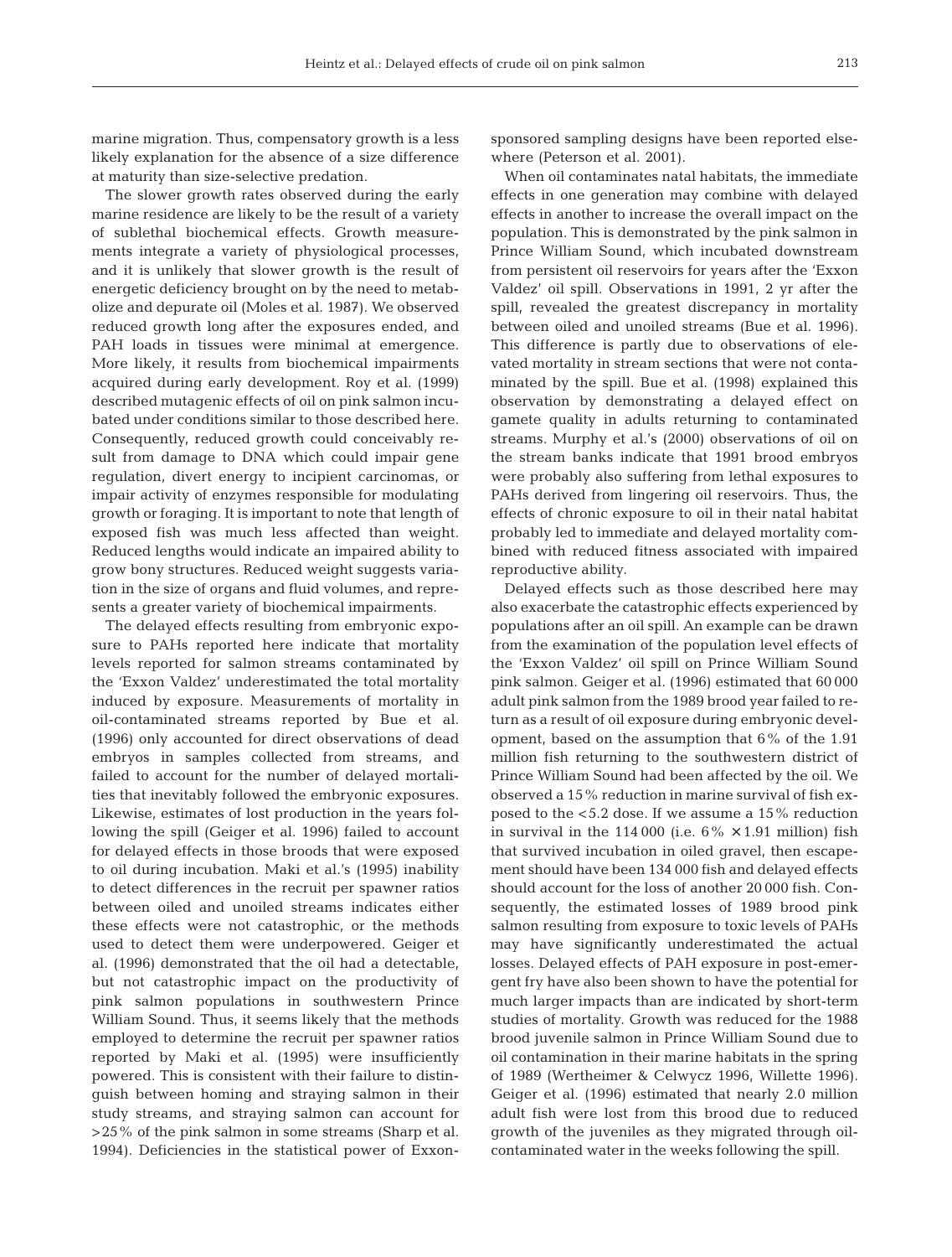marine migration. Thus, compensatory growth is a less likely explanation for the absence of a size difference at maturity than size-selective predation.

The slower growth rates observed during the early marine residence are likely to be the result of a variety of sublethal biochemical effects. Growth measurements integrate a variety of physiological processes, and it is unlikely that slower growth is the result of energetic deficiency brought on by the need to metabolize and depurate oil (Moles et al. 1987). We observed reduced growth long after the exposures ended, and PAH loads in tissues were minimal at emergence. More likely, it results from biochemical impairments acquired during early development. Roy et al. (1999) described mutagenic effects of oil on pink salmon incubated under conditions similar to those described here. Consequently, reduced growth could conceivably result from damage to DNA which could impair gene regulation, divert energy to incipient carcinomas, or impair activity of enzymes responsible for modulating growth or foraging. It is important to note that length of exposed fish was much less affected than weight. Reduced lengths would indicate an impaired ability to grow bony structures. Reduced weight suggests variation in the size of organs and fluid volumes, and represents a greater variety of biochemical impairments.

The delayed effects resulting from embryonic exposure to PAHs reported here indicate that mortality levels reported for salmon streams contaminated by the 'Exxon Valdez' underestimated the total mortality induced by exposure. Measurements of mortality in oil-contaminated streams reported by Bue et al. (1996) only accounted for direct observations of dead embryos in samples collected from streams, and failed to account for the number of delayed mortalities that inevitably followed the embryonic exposures. Likewise, estimates of lost production in the years following the spill (Geiger et al. 1996) failed to account for delayed effects in those broods that were exposed to oil during incubation. Maki et al.'s (1995) inability to detect differences in the recruit per spawner ratios between oiled and unoiled streams indicates either these effects were not catastrophic, or the methods used to detect them were underpowered. Geiger et al. (1996) demonstrated that the oil had a detectable, but not catastrophic impact on the productivity of pink salmon populations in southwestern Prince William Sound. Thus, it seems likely that the methods employed to determine the recruit per spawner ratios reported by Maki et al. (1995) were insufficiently powered. This is consistent with their failure to distinguish between homing and straying salmon in their study streams, and straying salmon can account for >25% of the pink salmon in some streams (Sharp et al. 1994). Deficiencies in the statistical power of Exxon-sponsored sampling designs have been reported elsewhere (Peterson et al. 2001).

When oil contaminates natal habitats, the immediate effects in one generation may combine with delayed effects in another to increase the overall impact on the population. This is demonstrated by the pink salmon in Prince William Sound, which incubated downstream from persistent oil reservoirs for years after the 'Exxon Valdez' spill. Observations in 1991, 2 yr after the spill, revealed the greatest discrepancy in mortality between oiled and unoiled streams (Bue et al. 1996). This difference is partly due to observations of elevated mortality in stream sections that were not contaminated by the spill. Bue et al. (1998) explained this observation by demonstrating a delayed effect on gamete quality in adults returning to contaminated streams. Murphy et al.'s (2000) observations of oil on the stream banks indicate that 1991 brood embryos were probably also suffering from lethal exposures to PAHs derived from lingering oil reservoirs. Thus, the effects of chronic exposure to oil in their natal habitat probably led to immediate and delayed mortality combined with reduced fitness associated with impaired reproductive ability.

Delayed effects such as those described here may also exacerbate the catastrophic effects experienced by populations after an oil spill. An example can be drawn from the examination of the population level effects of the 'Exxon Valdez' oil spill on Prince William Sound pink salmon. Geiger et al. (1996) estimated that 60 000 adult pink salmon from the 1989 brood year failed to return as a result of oil exposure during embryonic development, based on the assumption that 6% of the 1.91 million fish returning to the southwestern district of Prince William Sound had been affected by the oil. We observed a 15% reduction in marine survival of fish exposed to the <5.2 dose. If we assume a 15% reduction in survival in the 114 000 (i.e. 6% × 1.91 million) fish that survived incubation in oiled gravel, then escapement should have been 134 000 fish and delayed effects should account for the loss of another 20 000 fish. Consequently, the estimated losses of 1989 brood pink salmon resulting from exposure to toxic levels of PAHs may have significantly underestimated the actual losses. Delayed effects of PAH exposure in post-emergent fry have also been shown to have the potential for much larger impacts than are indicated by short-term studies of mortality. Growth was reduced for the 1988 brood juvenile salmon in Prince William Sound due to oil contamination in their marine habitats in the spring of 1989 (Wertheimer & Celwycz 1996, Willette 1996). Geiger et al. (1996) estimated that nearly 2.0 million adult fish were lost from this brood due to reduced growth of the juveniles as they migrated through oil-contaminated water in the weeks following the spill.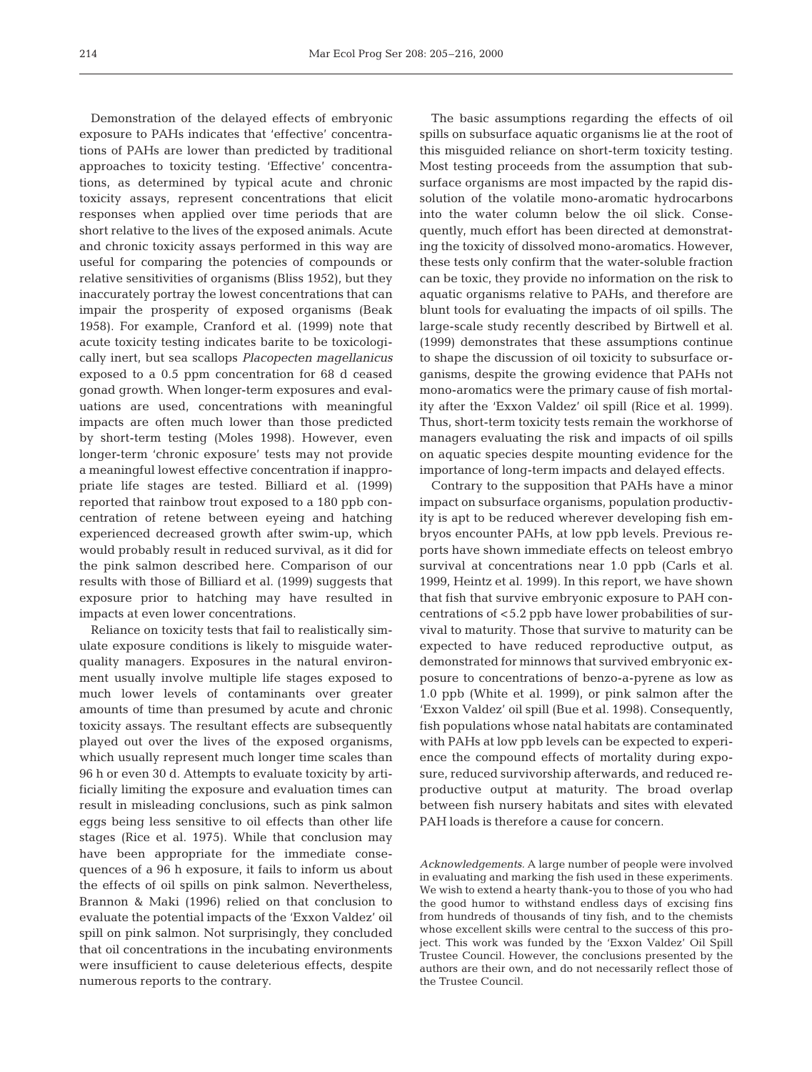Demonstration of the delayed effects of embryonic exposure to PAHs indicates that 'effective' concentrations of PAHs are lower than predicted by traditional approaches to toxicity testing. 'Effective' concentrations, as determined by typical acute and chronic toxicity assays, represent concentrations that elicit responses when applied over time periods that are short relative to the lives of the exposed animals. Acute and chronic toxicity assays performed in this way are useful for comparing the potencies of compounds or relative sensitivities of organisms (Bliss 1952), but they inaccurately portray the lowest concentrations that can impair the prosperity of exposed organisms (Beak 1958). For example, Cranford et al. (1999) note that acute toxicity testing indicates barite to be toxicologically inert, but sea scallops *Placopecten magellanicus* exposed to a 0.5 ppm concentration for 68 d ceased gonad growth. When longer-term exposures and evaluations are used, concentrations with meaningful impacts are often much lower than those predicted by short-term testing (Moles 1998). However, even longer-term 'chronic exposure' tests may not provide a meaningful lowest effective concentration if inappropriate life stages are tested. Billiard et al. (1999) reported that rainbow trout exposed to a 180 ppb concentration of retene between eyeing and hatching experienced decreased growth after swim-up, which would probably result in reduced survival, as it did for the pink salmon described here. Comparison of our results with those of Billiard et al. (1999) suggests that exposure prior to hatching may have resulted in impacts at even lower concentrations.

Reliance on toxicity tests that fail to realistically simulate exposure conditions is likely to misguide water-quality managers. Exposures in the natural environment usually involve multiple life stages exposed to much lower levels of contaminants over greater amounts of time than presumed by acute and chronic toxicity assays. The resultant effects are subsequently played out over the lives of the exposed organisms, which usually represent much longer time scales than 96 h or even 30 d. Attempts to evaluate toxicity by artificially limiting the exposure and evaluation times can result in misleading conclusions, such as pink salmon eggs being less sensitive to oil effects than other life stages (Rice et al. 1975). While that conclusion may have been appropriate for the immediate consequences of a 96 h exposure, it fails to inform us about the effects of oil spills on pink salmon. Nevertheless, Brannon & Maki (1996) relied on that conclusion to evaluate the potential impacts of the 'Exxon Valdez' oil spill on pink salmon. Not surprisingly, they concluded that oil concentrations in the incubating environments were insufficient to cause deleterious effects, despite numerous reports to the contrary.

The basic assumptions regarding the effects of oil spills on subsurface aquatic organisms lie at the root of this misguided reliance on short-term toxicity testing. Most testing proceeds from the assumption that subsurface organisms are most impacted by the rapid dissolution of the volatile mono-aromatic hydrocarbons into the water column below the oil slick. Consequently, much effort has been directed at demonstrating the toxicity of dissolved mono-aromatics. However, these tests only confirm that the water-soluble fraction can be toxic, they provide no information on the risk to aquatic organisms relative to PAHs, and therefore are blunt tools for evaluating the impacts of oil spills. The large-scale study recently described by Birtwell et al. (1999) demonstrates that these assumptions continue to shape the discussion of oil toxicity to subsurface organisms, despite the growing evidence that PAHs not mono-aromatics were the primary cause of fish mortality after the 'Exxon Valdez' oil spill (Rice et al. 1999). Thus, short-term toxicity tests remain the workhorse of managers evaluating the risk and impacts of oil spills on aquatic species despite mounting evidence for the importance of long-term impacts and delayed effects.

Contrary to the supposition that PAHs have a minor impact on subsurface organisms, population productivity is apt to be reduced wherever developing fish embryos encounter PAHs, at low ppb levels. Previous reports have shown immediate effects on teleost embryo survival at concentrations near 1.0 ppb (Carls et al. 1999, Heintz et al. 1999). In this report, we have shown that fish that survive embryonic exposure to PAH concentrations of <5.2 ppb have lower probabilities of survival to maturity. Those that survive to maturity can be expected to have reduced reproductive output, as demonstrated for minnows that survived embryonic exposure to concentrations of benzo-a-pyrene as low as 1.0 ppb (White et al. 1999), or pink salmon after the 'Exxon Valdez' oil spill (Bue et al. 1998). Consequently, fish populations whose natal habitats are contaminated with PAHs at low ppb levels can be expected to experience the compound effects of mortality during exposure, reduced survivorship afterwards, and reduced reproductive output at maturity. The broad overlap between fish nursery habitats and sites with elevated PAH loads is therefore a cause for concern.

*Acknowledgements.* A large number of people were involved in evaluating and marking the fish used in these experiments. We wish to extend a hearty thank-you to those of you who had the good humor to withstand endless days of excising fins from hundreds of thousands of tiny fish, and to the chemists whose excellent skills were central to the success of this project. This work was funded by the 'Exxon Valdez' Oil Spill Trustee Council. However, the conclusions presented by the authors are their own, and do not necessarily reflect those of the Trustee Council.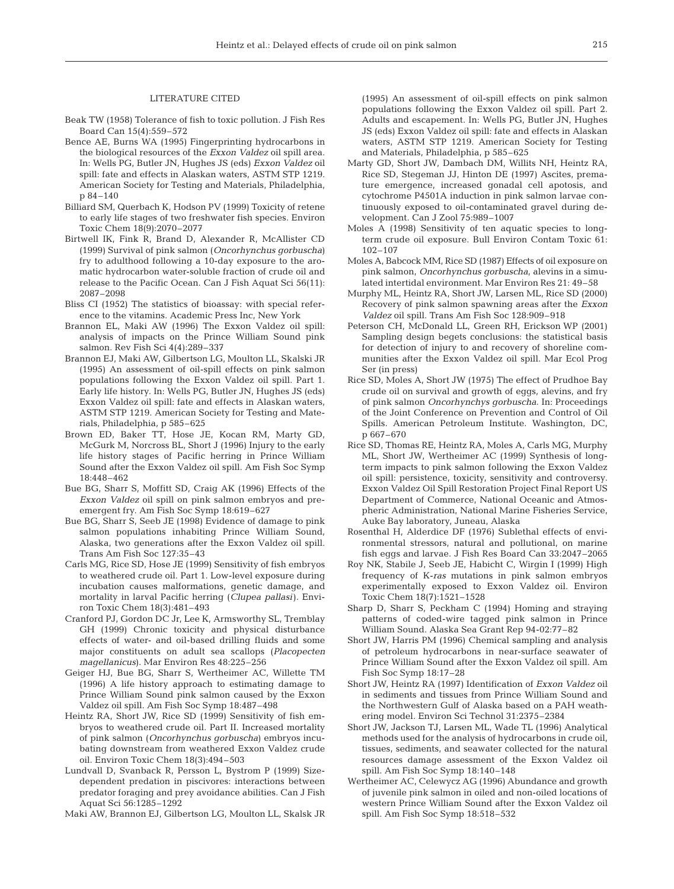## LITERATURE CITED

Beak TW (1958) Tolerance of fish to toxic pollution. J Fish Res Board Can 15(4):559–572

Bence AE, Burns WA (1995) Fingerprinting hydrocarbons in the biological resources of the *Exxon Valdez* oil spill area. In: Wells PG, Butler JN, Hughes JS (eds) *Exxon Valdez* oil spill: fate and effects in Alaskan waters, ASTM STP 1219. American Society for Testing and Materials, Philadelphia, p 84–140

Billiard SM, Querbach K, Hodson PV (1999) Toxicity of retene to early life stages of two freshwater fish species. Environ Toxic Chem 18(9):2070–2077

Birtwell IK, Fink R, Brand D, Alexander R, McAllister CD (1999) Survival of pink salmon (*Oncorhynchus gorbuscha*) fry to adulthood following a 10-day exposure to the aromatic hydrocarbon water-soluble fraction of crude oil and release to the Pacific Ocean. Can J Fish Aquat Sci 56(11): 2087–2098

Bliss CI (1952) The statistics of bioassay: with special reference to the vitamins. Academic Press Inc, New York

Brannon EL, Maki AW (1996) The Exxon Valdez oil spill: analysis of impacts on the Prince William Sound pink salmon. Rev Fish Sci 4(4):289–337

Brannon EJ, Maki AW, Gilbertson LG, Moulton LL, Skalski JR (1995) An assessment of oil-spill effects on pink salmon populations following the Exxon Valdez oil spill. Part 1. Early life history. In: Wells PG, Butler JN, Hughes JS (eds) Exxon Valdez oil spill: fate and effects in Alaskan waters, ASTM STP 1219. American Society for Testing and Materials, Philadelphia, p 585–625

Brown ED, Baker TT, Hose JE, Kocan RM, Marty GD, McGurk M, Norcross BL, Short J (1996) Injury to the early life history stages of Pacific herring in Prince William Sound after the Exxon Valdez oil spill. Am Fish Soc Symp 18:448–462

Bue BG, Sharr S, Moffitt SD, Craig AK (1996) Effects of the *Exxon Valdez* oil spill on pink salmon embryos and pre-emergent fry. Am Fish Soc Symp 18:619–627

Bue BG, Sharr S, Seeb JE (1998) Evidence of damage to pink salmon populations inhabiting Prince William Sound, Alaska, two generations after the Exxon Valdez oil spill. Trans Am Fish Soc 127:35–43

Carls MG, Rice SD, Hose JE (1999) Sensitivity of fish embryos to weathered crude oil. Part 1. Low-level exposure during incubation causes malformations, genetic damage, and mortality in larval Pacific herring (*Clupea pallasi*). Environ Toxic Chem 18(3):481–493

Cranford PJ, Gordon DC Jr, Lee K, Armsworthy SL, Tremblay GH (1999) Chronic toxicity and physical disturbance effects of water- and oil-based drilling fluids and some major constituents on adult sea scallops (*Placopecten magellanicus*). Mar Environ Res 48:225–256

Geiger HJ, Bue BG, Sharr S, Wertheimer AC, Willette TM (1996) A life history approach to estimating damage to Prince William Sound pink salmon caused by the Exxon Valdez oil spill. Am Fish Soc Symp 18:487–498

Heintz RA, Short JW, Rice SD (1999) Sensitivity of fish embryos to weathered crude oil. Part II. Increased mortality of pink salmon (*Oncorhynchus gorbuscha*) embryos incubating downstream from weathered Exxon Valdez crude oil. Environ Toxic Chem 18(3):494–503

Lundvall D, Svanback R, Persson L, Bystrom P (1999) Size-dependent predation in piscivores: interactions between predator foraging and prey avoidance abilities. Can J Fish Aquat Sci 56:1285–1292

Maki AW, Brannon EJ, Gilbertson LG, Moulton LL, Skalsk JR (1995) An assessment of oil-spill effects on pink salmon populations following the Exxon Valdez oil spill. Part 2. Adults and escapement. In: Wells PG, Butler JN, Hughes JS (eds) Exxon Valdez oil spill: fate and effects in Alaskan waters, ASTM STP 1219. American Society for Testing and Materials, Philadelphia, p 585–625

Marty GD, Short JW, Dambach DM, Willits NH, Heintz RA, Rice SD, Stegeman JJ, Hinton DE (1997) Ascites, premature emergence, increased gonadal cell apotosis, and cytochrome P4501A induction in pink salmon larvae continuously exposed to oil-contaminated gravel during development. Can J Zool 75:989–1007

Moles A (1998) Sensitivity of ten aquatic species to long-term crude oil exposure. Bull Environ Contam Toxic 61: 102–107

Moles A, Babcock MM, Rice SD (1987) Effects of oil exposure on pink salmon, *Oncorhynchus gorbuscha*, alevins in a simulated intertidal environment. Mar Environ Res 21: 49–58

Murphy ML, Heintz RA, Short JW, Larsen ML, Rice SD (2000) Recovery of pink salmon spawning areas after the *Exxon Valdez* oil spill. Trans Am Fish Soc 128:909–918

Peterson CH, McDonald LL, Green RH, Erickson WP (2001) Sampling design begets conclusions: the statistical basis for detection of injury to and recovery of shoreline communities after the Exxon Valdez oil spill. Mar Ecol Prog Ser (in press)

Rice SD, Moles A, Short JW (1975) The effect of Prudhoe Bay crude oil on survival and growth of eggs, alevins, and fry of pink salmon *Oncorhynchys gorbuscha*. In: Proceedings of the Joint Conference on Prevention and Control of Oil Spills. American Petroleum Institute. Washington, DC, p 667–670

Rice SD, Thomas RE, Heintz RA, Moles A, Carls MG, Murphy ML, Short JW, Wertheimer AC (1999) Synthesis of long-term impacts to pink salmon following the Exxon Valdez oil spill: persistence, toxicity, sensitivity and controversy. Exxon Valdez Oil Spill Restoration Project Final Report US Department of Commerce, National Oceanic and Atmospheric Administration, National Marine Fisheries Service, Auke Bay laboratory, Juneau, Alaska

Rosenthal H, Alderdice DF (1976) Sublethal effects of environmental stressors, natural and pollutional, on marine fish eggs and larvae. J Fish Res Board Can 33:2047–2065

Roy NK, Stabile J, Seeb JE, Habicht C, Wirgin I (1999) High frequency of K-*ras* mutations in pink salmon embryos experimentally exposed to Exxon Valdez oil. Environ Toxic Chem 18(7):1521–1528

Sharp D, Sharr S, Peckham C (1994) Homing and straying patterns of coded-wire tagged pink salmon in Prince William Sound. Alaska Sea Grant Rep 94-02:77–82

Short JW, Harris PM (1996) Chemical sampling and analysis of petroleum hydrocarbons in near-surface seawater of Prince William Sound after the Exxon Valdez oil spill. Am Fish Soc Symp 18:17–28

Short JW, Heintz RA (1997) Identification of *Exxon Valdez* oil in sediments and tissues from Prince William Sound and the Northwestern Gulf of Alaska based on a PAH weathering model. Environ Sci Technol 31:2375–2384

Short JW, Jackson TJ, Larsen ML, Wade TL (1996) Analytical methods used for the analysis of hydrocarbons in crude oil, tissues, sediments, and seawater collected for the natural resources damage assessment of the Exxon Valdez oil spill. Am Fish Soc Symp 18:140–148

Wertheimer AC, Celewycz AG (1996) Abundance and growth of juvenile pink salmon in oiled and non-oiled locations of western Prince William Sound after the Exxon Valdez oil spill. Am Fish Soc Symp 18:518–532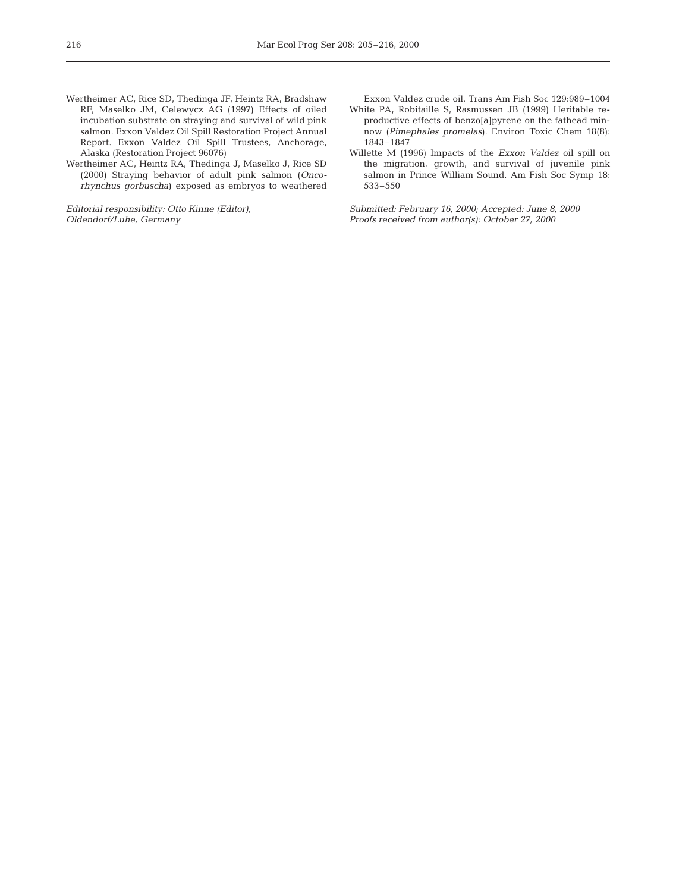Wertheimer AC, Rice SD, Thedinga JF, Heintz RA, Bradshaw RF, Maselko JM, Celewycz AG (1997) Effects of oiled incubation substrate on straying and survival of wild pink salmon. Exxon Valdez Oil Spill Restoration Project Annual Report. Exxon Valdez Oil Spill Trustees, Anchorage, Alaska (Restoration Project 96076)

Wertheimer AC, Heintz RA, Thedinga J, Maselko J, Rice SD (2000) Straying behavior of adult pink salmon (*Oncorhynchus gorbuscha*) exposed as embryos to weathered Exxon Valdez crude oil. Trans Am Fish Soc 129:989–1004

White PA, Robitaille S, Rasmussen JB (1999) Heritable reproductive effects of benzo[a]pyrene on the fathead minnow (*Pimephales promelas*). Environ Toxic Chem 18(8): 1843–1847

Willette M (1996) Impacts of the *Exxon Valdez* oil spill on the migration, growth, and survival of juvenile pink salmon in Prince William Sound. Am Fish Soc Symp 18: 533–550

*Editorial responsibility: Otto Kinne (Editor), Oldendorf/Luhe, Germany*

*Submitted: February 16, 2000; Accepted: June 8, 2000*
*Proofs received from author(s): October 27, 2000*